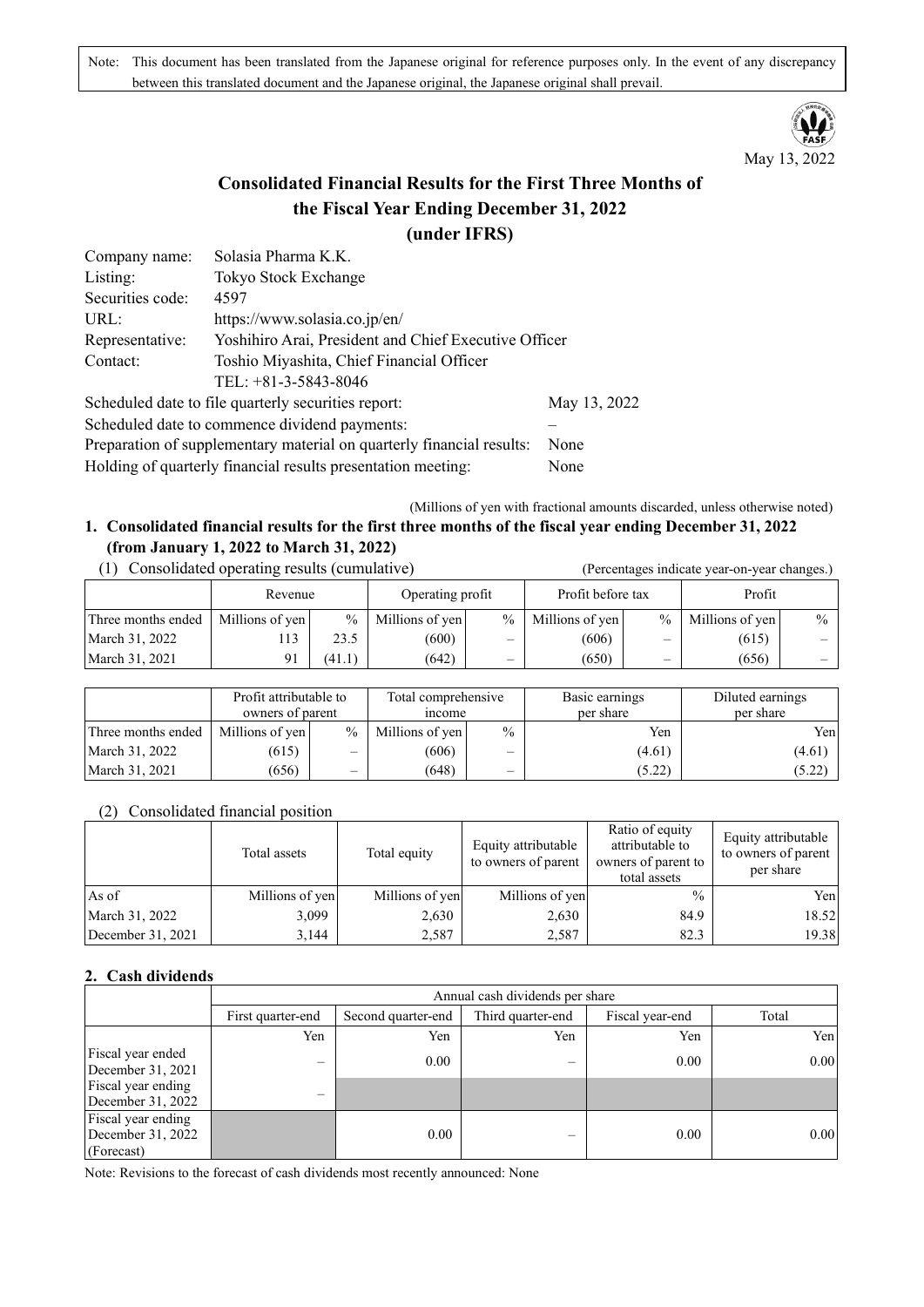Note: This document has been translated from the Japanese original for reference purposes only. In the event of any discrepancy between this translated document and the Japanese original, the Japanese original shall prevail.

May 13, 2022

# Consolidated Financial Results for the First Three Months of the Fiscal Year Ending December 31, 2022 (under IFRS)

| | | |
|---|---|---|
| Company name: | Solasia Pharma K.K. | |
| Listing: | Tokyo Stock Exchange | |
| Securities code: | 4597 | |
| URL: | https://www.solasia.co.jp/en/ | |
| Representative: | Yoshihiro Arai, President and Chief Executive Officer | |
| Contact: | Toshio Miyashita, Chief Financial Officer TEL: +81-3-5843-8046 | |
| Scheduled date to file quarterly securities report: | | May 13, 2022 |
| Scheduled date to commence dividend payments: | | – |
| Preparation of supplementary material on quarterly financial results: | | None |
| Holding of quarterly financial results presentation meeting: | | None |

(Millions of yen with fractional amounts discarded, unless otherwise noted)

## 1. Consolidated financial results for the first three months of the fiscal year ending December 31, 2022 (from January 1, 2022 to March 31, 2022)

(1) Consolidated operating results (cumulative) (Percentages indicate year-on-year changes.)

| | Revenue | | Operating profit | | Profit before tax | | Profit | |
|---|---|---|---|---|---|---|---|---|
| Three months ended | Millions of yen | % | Millions of yen | % | Millions of yen | % | Millions of yen | % |
| March 31, 2022 | 113 | 23.5 | (600) | – | (606) | – | (615) | – |
| March 31, 2021 | 91 | (41.1) | (642) | – | (650) | – | (656) | – |

| | Profit attributable to owners of parent | | Total comprehensive income | | Basic earnings per share | Diluted earnings per share |
|---|---|---|---|---|---|---|
| Three months ended | Millions of yen | % | Millions of yen | % | Yen | Yen |
| March 31, 2022 | (615) | – | (606) | – | (4.61) | (4.61) |
| March 31, 2021 | (656) | – | (648) | – | (5.22) | (5.22) |

(2) Consolidated financial position

| | Total assets | Total equity | Equity attributable to owners of parent | Ratio of equity attributable to owners of parent to total assets | Equity attributable to owners of parent per share |
|---|---|---|---|---|---|
| As of | Millions of yen | Millions of yen | Millions of yen | % | Yen |
| March 31, 2022 | 3,099 | 2,630 | 2,630 | 84.9 | 18.52 |
| December 31, 2021 | 3,144 | 2,587 | 2,587 | 82.3 | 19.38 |

## 2. Cash dividends

| | Annual cash dividends per share | | | | |
|---|---|---|---|---|---|
| | First quarter-end | Second quarter-end | Third quarter-end | Fiscal year-end | Total |
| | Yen | Yen | Yen | Yen | Yen |
| Fiscal year ended December 31, 2021 | – | 0.00 | – | 0.00 | 0.00 |
| Fiscal year ending December 31, 2022 | – | | | | |
| Fiscal year ending December 31, 2022 (Forecast) | | 0.00 | – | 0.00 | 0.00 |

Note: Revisions to the forecast of cash dividends most recently announced: None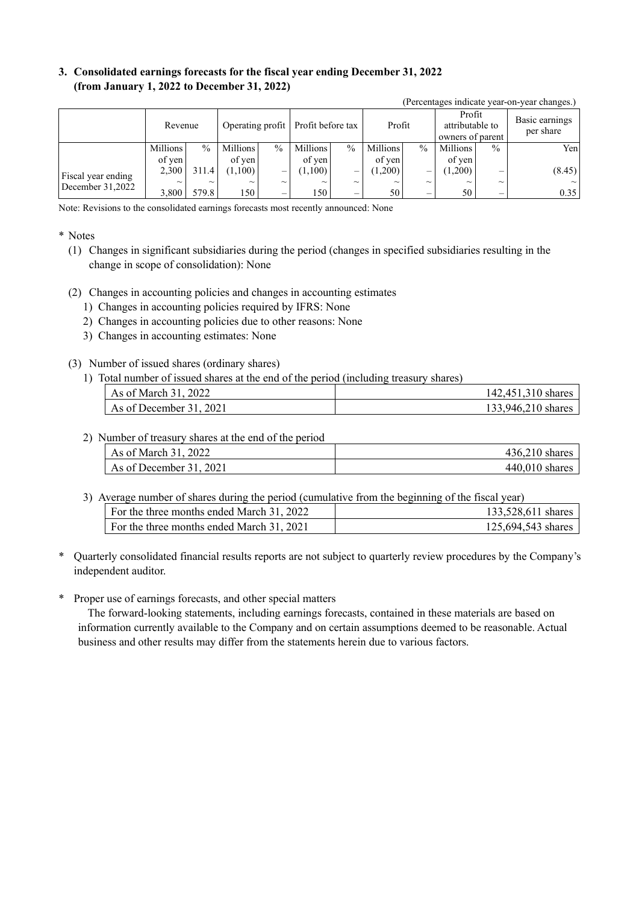### 3. Consolidated earnings forecasts for the fiscal year ending December 31, 2022 (from January 1, 2022 to December 31, 2022)

(Percentages indicate year-on-year changes.)

| | Revenue | | Operating profit | | Profit before tax | | Profit | | Profit attributable to owners of parent | | Basic earnings per share |
|---|---|---|---|---|---|---|---|---|---|---|---|
| | Millions of yen | % | Millions of yen | % | Millions of yen | % | Millions of yen | % | Millions of yen | % | Yen |
| Fiscal year ending December 31,2022 | 2,300 ~ 3,800 | 311.4 ~ 579.8 | (1,100) ~ 150 | – ~ – | (1,100) ~ 150 | – ~ – | (1,200) ~ 50 | – ~ – | (1,200) ~ 50 | – ~ – | (8.45) ~ 0.35 |

Note: Revisions to the consolidated earnings forecasts most recently announced: None

\* Notes

(1) Changes in significant subsidiaries during the period (changes in specified subsidiaries resulting in the change in scope of consolidation): None

(2) Changes in accounting policies and changes in accounting estimates
 1) Changes in accounting policies required by IFRS: None
 2) Changes in accounting policies due to other reasons: None
 3) Changes in accounting estimates: None

(3) Number of issued shares (ordinary shares)

1) Total number of issued shares at the end of the period (including treasury shares)

| | |
|---|---|
| As of March 31, 2022 | 142,451,310 shares |
| As of December 31, 2021 | 133,946,210 shares |

2) Number of treasury shares at the end of the period

| | |
|---|---|
| As of March 31, 2022 | 436,210 shares |
| As of December 31, 2021 | 440,010 shares |

3) Average number of shares during the period (cumulative from the beginning of the fiscal year)

| | |
|---|---|
| For the three months ended March 31, 2022 | 133,528,611 shares |
| For the three months ended March 31, 2021 | 125,694,543 shares |

\* Quarterly consolidated financial results reports are not subject to quarterly review procedures by the Company's independent auditor.

\* Proper use of earnings forecasts, and other special matters

The forward-looking statements, including earnings forecasts, contained in these materials are based on information currently available to the Company and on certain assumptions deemed to be reasonable. Actual business and other results may differ from the statements herein due to various factors.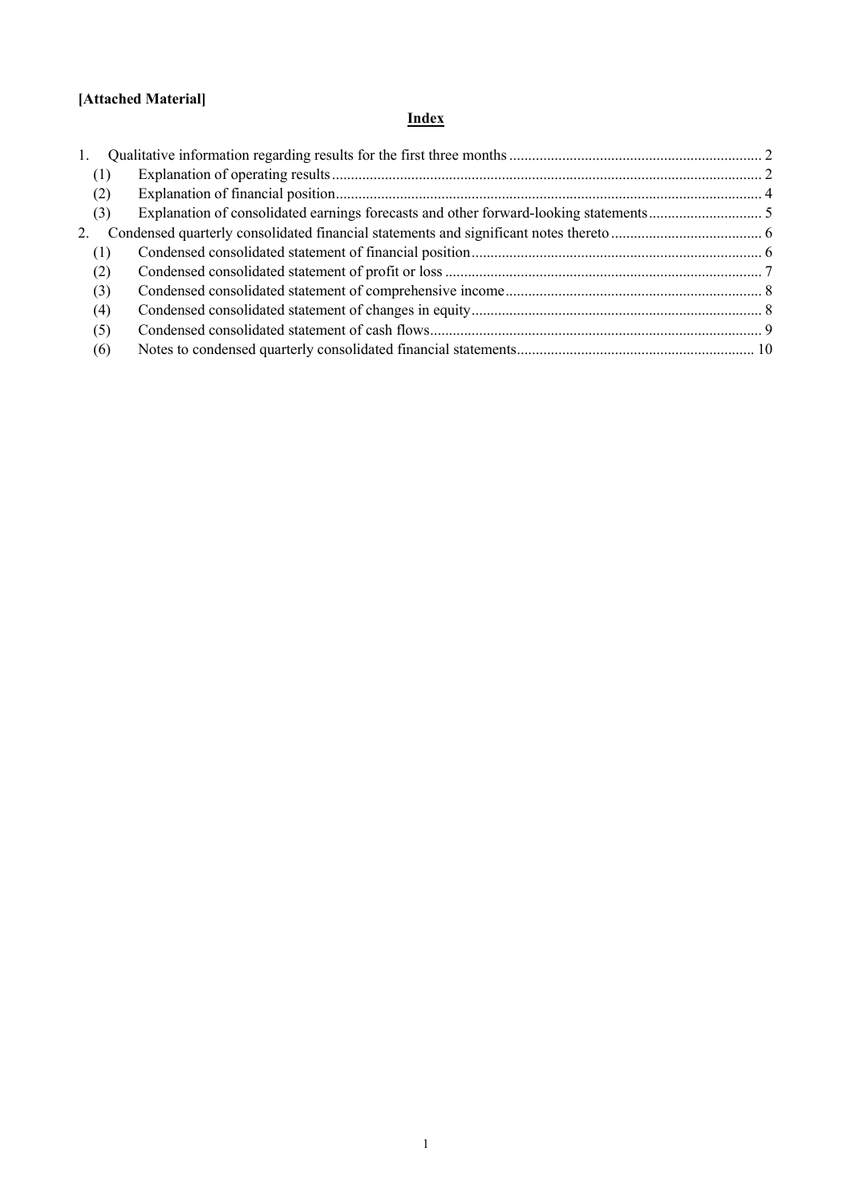**[Attached Material]**

## Index

1. Qualitative information regarding results for the first three months .......... 2
   - (1) Explanation of operating results .......... 2
   - (2) Explanation of financial position .......... 4
   - (3) Explanation of consolidated earnings forecasts and other forward-looking statements .......... 5
2. Condensed quarterly consolidated financial statements and significant notes thereto .......... 6
   - (1) Condensed consolidated statement of financial position .......... 6
   - (2) Condensed consolidated statement of profit or loss .......... 7
   - (3) Condensed consolidated statement of comprehensive income .......... 8
   - (4) Condensed consolidated statement of changes in equity .......... 8
   - (5) Condensed consolidated statement of cash flows .......... 9
   - (6) Notes to condensed quarterly consolidated financial statements .......... 10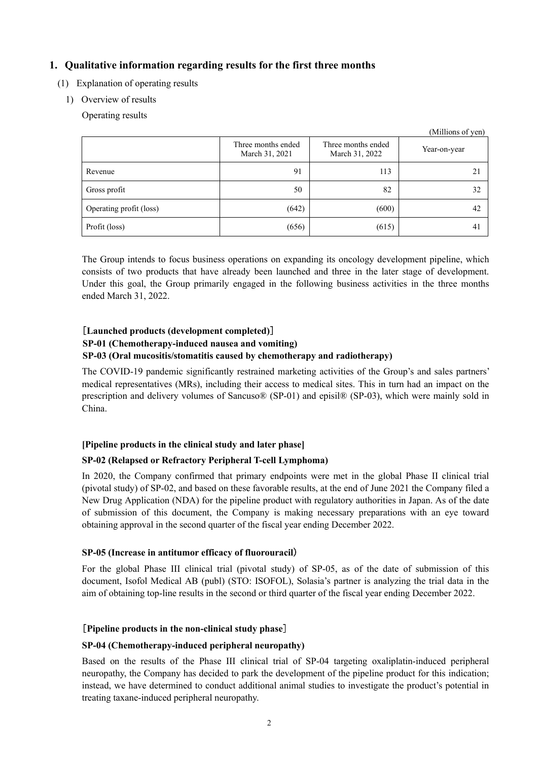## 1. Qualitative information regarding results for the first three months

(1) Explanation of operating results

1) Overview of results

Operating results

(Millions of yen)

| | Three months ended March 31, 2021 | Three months ended March 31, 2022 | Year-on-year |
|---|---|---|---|
| Revenue | 91 | 113 | 21 |
| Gross profit | 50 | 82 | 32 |
| Operating profit (loss) | (642) | (600) | 42 |
| Profit (loss) | (656) | (615) | 41 |

The Group intends to focus business operations on expanding its oncology development pipeline, which consists of two products that have already been launched and three in the later stage of development. Under this goal, the Group primarily engaged in the following business activities in the three months ended March 31, 2022.

**［Launched products (development completed)］**
**SP-01 (Chemotherapy-induced nausea and vomiting)**
**SP-03 (Oral mucositis/stomatitis caused by chemotherapy and radiotherapy)**

The COVID-19 pandemic significantly restrained marketing activities of the Group's and sales partners' medical representatives (MRs), including their access to medical sites. This in turn had an impact on the prescription and delivery volumes of Sancuso® (SP-01) and episil® (SP-03), which were mainly sold in China.

**[Pipeline products in the clinical study and later phase]**

**SP-02 (Relapsed or Refractory Peripheral T-cell Lymphoma)**

In 2020, the Company confirmed that primary endpoints were met in the global Phase II clinical trial (pivotal study) of SP-02, and based on these favorable results, at the end of June 2021 the Company filed a New Drug Application (NDA) for the pipeline product with regulatory authorities in Japan. As of the date of submission of this document, the Company is making necessary preparations with an eye toward obtaining approval in the second quarter of the fiscal year ending December 2022.

**SP-05 (Increase in antitumor efficacy of fluorouracil)**

For the global Phase III clinical trial (pivotal study) of SP-05, as of the date of submission of this document, Isofol Medical AB (publ) (STO: ISOFOL), Solasia's partner is analyzing the trial data in the aim of obtaining top-line results in the second or third quarter of the fiscal year ending December 2022.

**［Pipeline products in the non-clinical study phase］**

**SP-04 (Chemotherapy-induced peripheral neuropathy)**

Based on the results of the Phase III clinical trial of SP-04 targeting oxaliplatin-induced peripheral neuropathy, the Company has decided to park the development of the pipeline product for this indication; instead, we have determined to conduct additional animal studies to investigate the product's potential in treating taxane-induced peripheral neuropathy.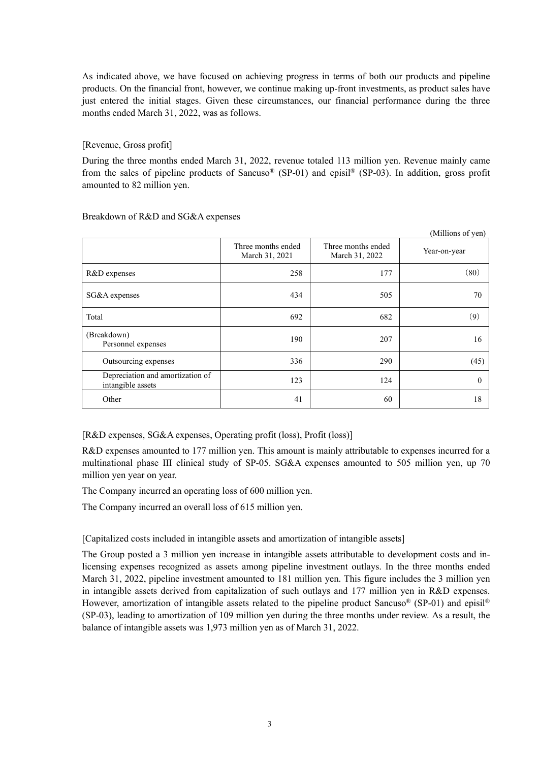As indicated above, we have focused on achieving progress in terms of both our products and pipeline products. On the financial front, however, we continue making up-front investments, as product sales have just entered the initial stages. Given these circumstances, our financial performance during the three months ended March 31, 2022, was as follows.

[Revenue, Gross profit]

During the three months ended March 31, 2022, revenue totaled 113 million yen. Revenue mainly came from the sales of pipeline products of Sancuso® (SP-01) and episil® (SP-03). In addition, gross profit amounted to 82 million yen.

Breakdown of R&D and SG&A expenses

(Millions of yen)

| | Three months ended March 31, 2021 | Three months ended March 31, 2022 | Year-on-year |
|---|---|---|---|
| R&D expenses | 258 | 177 | (80) |
| SG&A expenses | 434 | 505 | 70 |
| Total | 692 | 682 | (9) |
| (Breakdown) Personnel expenses | 190 | 207 | 16 |
| Outsourcing expenses | 336 | 290 | (45) |
| Depreciation and amortization of intangible assets | 123 | 124 | 0 |
| Other | 41 | 60 | 18 |

[R&D expenses, SG&A expenses, Operating profit (loss), Profit (loss)]

R&D expenses amounted to 177 million yen. This amount is mainly attributable to expenses incurred for a multinational phase III clinical study of SP-05. SG&A expenses amounted to 505 million yen, up 70 million yen year on year.

The Company incurred an operating loss of 600 million yen.

The Company incurred an overall loss of 615 million yen.

[Capitalized costs included in intangible assets and amortization of intangible assets]

The Group posted a 3 million yen increase in intangible assets attributable to development costs and in-licensing expenses recognized as assets among pipeline investment outlays. In the three months ended March 31, 2022, pipeline investment amounted to 181 million yen. This figure includes the 3 million yen in intangible assets derived from capitalization of such outlays and 177 million yen in R&D expenses. However, amortization of intangible assets related to the pipeline product Sancuso® (SP-01) and episil® (SP-03), leading to amortization of 109 million yen during the three months under review. As a result, the balance of intangible assets was 1,973 million yen as of March 31, 2022.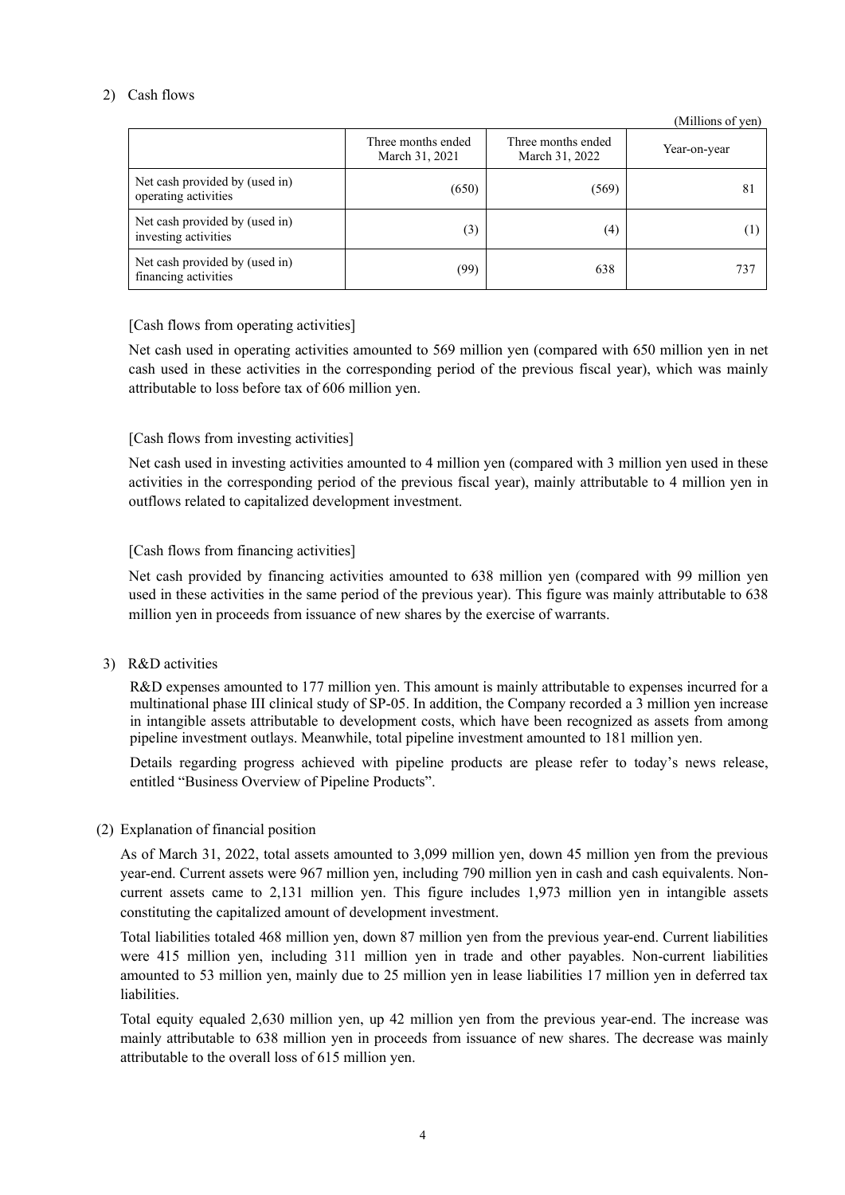2) Cash flows

(Millions of yen)

| | Three months ended March 31, 2021 | Three months ended March 31, 2022 | Year-on-year |
|---|---|---|---|
| Net cash provided by (used in) operating activities | (650) | (569) | 81 |
| Net cash provided by (used in) investing activities | (3) | (4) | (1) |
| Net cash provided by (used in) financing activities | (99) | 638 | 737 |

[Cash flows from operating activities]

Net cash used in operating activities amounted to 569 million yen (compared with 650 million yen in net cash used in these activities in the corresponding period of the previous fiscal year), which was mainly attributable to loss before tax of 606 million yen.

[Cash flows from investing activities]

Net cash used in investing activities amounted to 4 million yen (compared with 3 million yen used in these activities in the corresponding period of the previous fiscal year), mainly attributable to 4 million yen in outflows related to capitalized development investment.

[Cash flows from financing activities]

Net cash provided by financing activities amounted to 638 million yen (compared with 99 million yen used in these activities in the same period of the previous year). This figure was mainly attributable to 638 million yen in proceeds from issuance of new shares by the exercise of warrants.

3) R&D activities

R&D expenses amounted to 177 million yen. This amount is mainly attributable to expenses incurred for a multinational phase III clinical study of SP-05. In addition, the Company recorded a 3 million yen increase in intangible assets attributable to development costs, which have been recognized as assets from among pipeline investment outlays. Meanwhile, total pipeline investment amounted to 181 million yen.

Details regarding progress achieved with pipeline products are please refer to today's news release, entitled "Business Overview of Pipeline Products".

(2) Explanation of financial position

As of March 31, 2022, total assets amounted to 3,099 million yen, down 45 million yen from the previous year-end. Current assets were 967 million yen, including 790 million yen in cash and cash equivalents. Non-current assets came to 2,131 million yen. This figure includes 1,973 million yen in intangible assets constituting the capitalized amount of development investment.

Total liabilities totaled 468 million yen, down 87 million yen from the previous year-end. Current liabilities were 415 million yen, including 311 million yen in trade and other payables. Non-current liabilities amounted to 53 million yen, mainly due to 25 million yen in lease liabilities 17 million yen in deferred tax liabilities.

Total equity equaled 2,630 million yen, up 42 million yen from the previous year-end. The increase was mainly attributable to 638 million yen in proceeds from issuance of new shares. The decrease was mainly attributable to the overall loss of 615 million yen.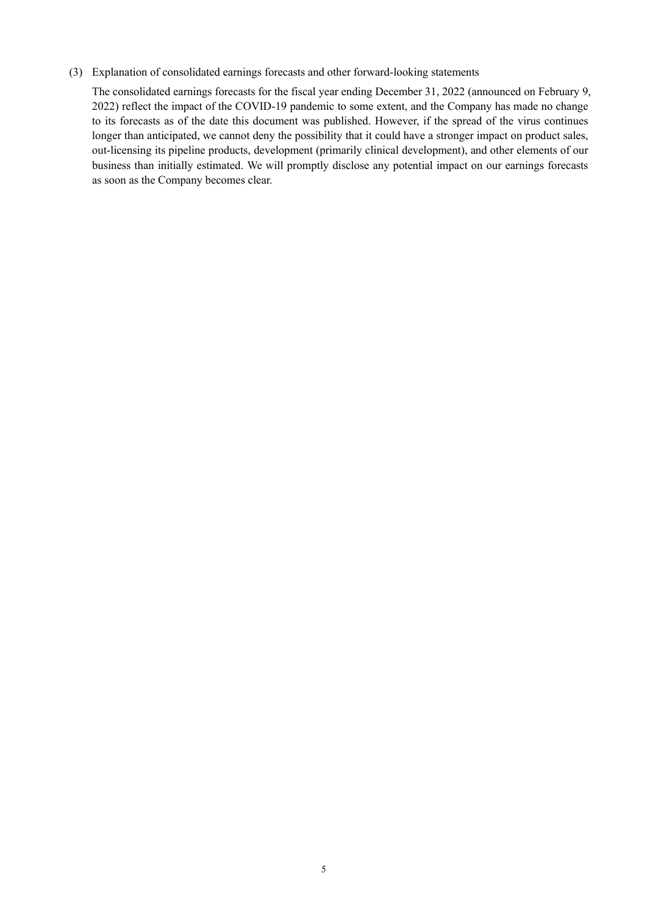### (3) Explanation of consolidated earnings forecasts and other forward-looking statements

The consolidated earnings forecasts for the fiscal year ending December 31, 2022 (announced on February 9, 2022) reflect the impact of the COVID-19 pandemic to some extent, and the Company has made no change to its forecasts as of the date this document was published. However, if the spread of the virus continues longer than anticipated, we cannot deny the possibility that it could have a stronger impact on product sales, out-licensing its pipeline products, development (primarily clinical development), and other elements of our business than initially estimated. We will promptly disclose any potential impact on our earnings forecasts as soon as the Company becomes clear.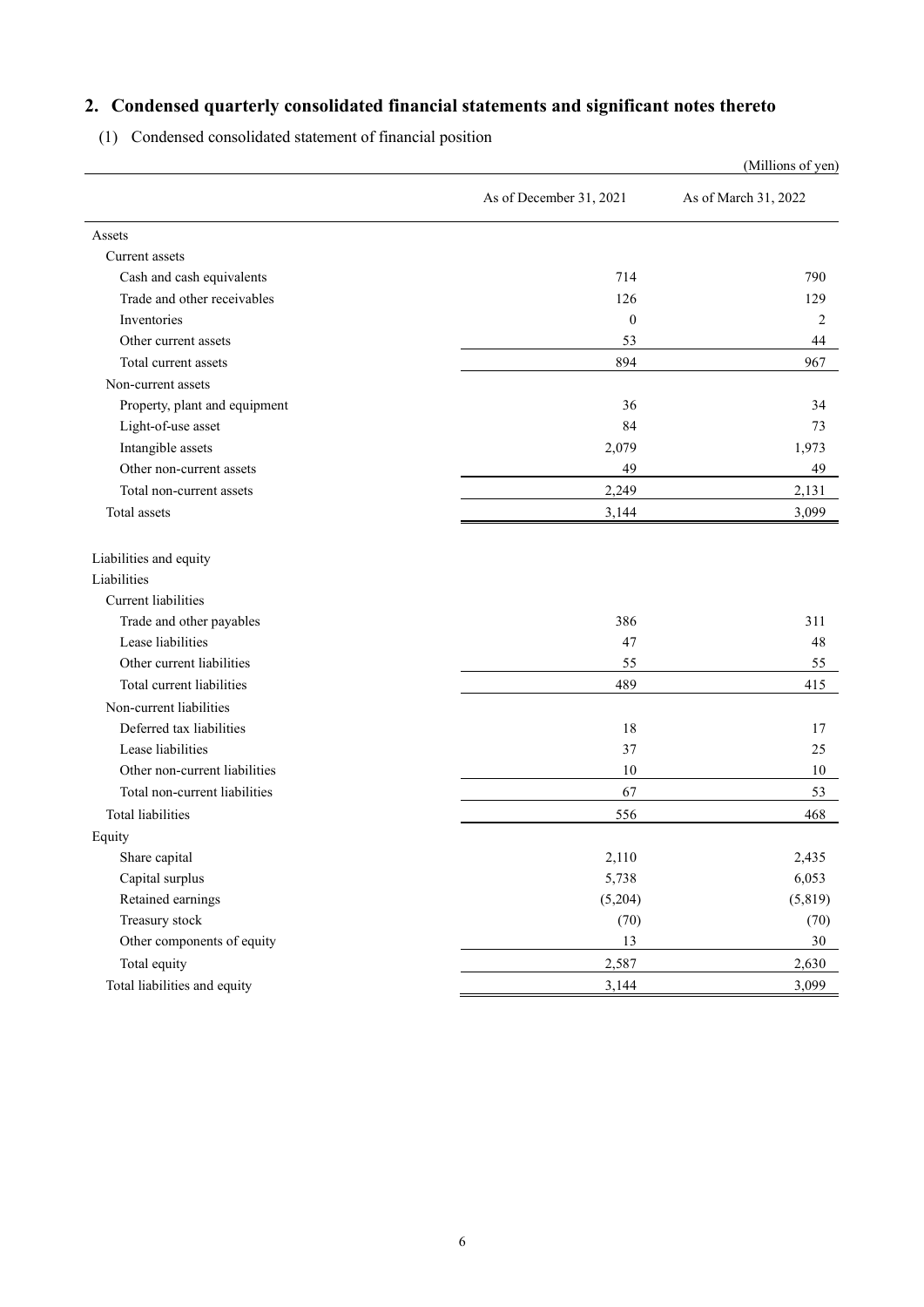## 2. Condensed quarterly consolidated financial statements and significant notes thereto

(1) Condensed consolidated statement of financial position

(Millions of yen)

| | As of December 31, 2021 | As of March 31, 2022 |
|---|---|---|
| Assets | | |
| Current assets | | |
| Cash and cash equivalents | 714 | 790 |
| Trade and other receivables | 126 | 129 |
| Inventories | 0 | 2 |
| Other current assets | 53 | 44 |
| Total current assets | 894 | 967 |
| Non-current assets | | |
| Property, plant and equipment | 36 | 34 |
| Light-of-use asset | 84 | 73 |
| Intangible assets | 2,079 | 1,973 |
| Other non-current assets | 49 | 49 |
| Total non-current assets | 2,249 | 2,131 |
| Total assets | 3,144 | 3,099 |
| | | |
| Liabilities and equity | | |
| Liabilities | | |
| Current liabilities | | |
| Trade and other payables | 386 | 311 |
| Lease liabilities | 47 | 48 |
| Other current liabilities | 55 | 55 |
| Total current liabilities | 489 | 415 |
| Non-current liabilities | | |
| Deferred tax liabilities | 18 | 17 |
| Lease liabilities | 37 | 25 |
| Other non-current liabilities | 10 | 10 |
| Total non-current liabilities | 67 | 53 |
| Total liabilities | 556 | 468 |
| Equity | | |
| Share capital | 2,110 | 2,435 |
| Capital surplus | 5,738 | 6,053 |
| Retained earnings | (5,204) | (5,819) |
| Treasury stock | (70) | (70) |
| Other components of equity | 13 | 30 |
| Total equity | 2,587 | 2,630 |
| Total liabilities and equity | 3,144 | 3,099 |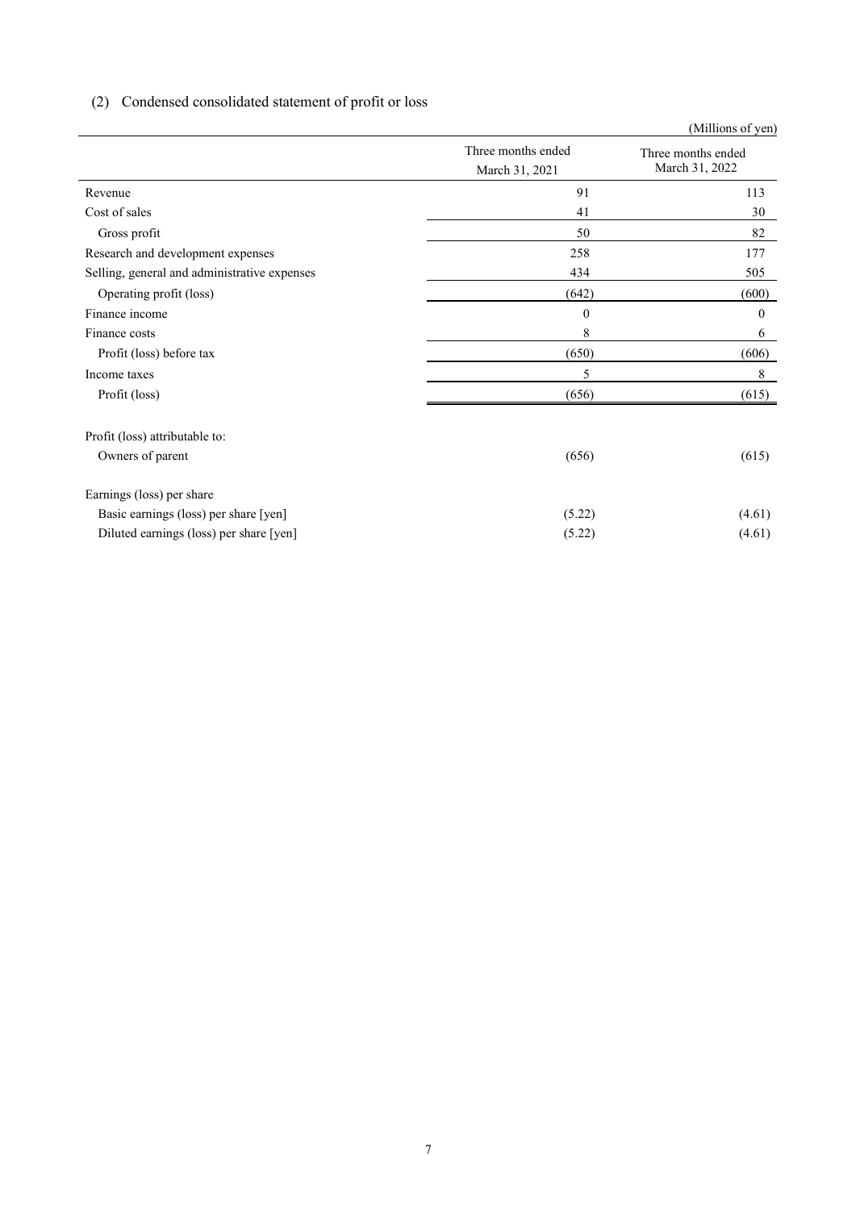## (2) Condensed consolidated statement of profit or loss

(Millions of yen)

| | Three months ended March 31, 2021 | Three months ended March 31, 2022 |
|---|---|---|
| Revenue | 91 | 113 |
| Cost of sales | 41 | 30 |
| Gross profit | 50 | 82 |
| Research and development expenses | 258 | 177 |
| Selling, general and administrative expenses | 434 | 505 |
| Operating profit (loss) | (642) | (600) |
| Finance income | 0 | 0 |
| Finance costs | 8 | 6 |
| Profit (loss) before tax | (650) | (606) |
| Income taxes | 5 | 8 |
| Profit (loss) | (656) | (615) |
| | | |
| Profit (loss) attributable to: | | |
| Owners of parent | (656) | (615) |
| | | |
| Earnings (loss) per share | | |
| Basic earnings (loss) per share [yen] | (5.22) | (4.61) |
| Diluted earnings (loss) per share [yen] | (5.22) | (4.61) |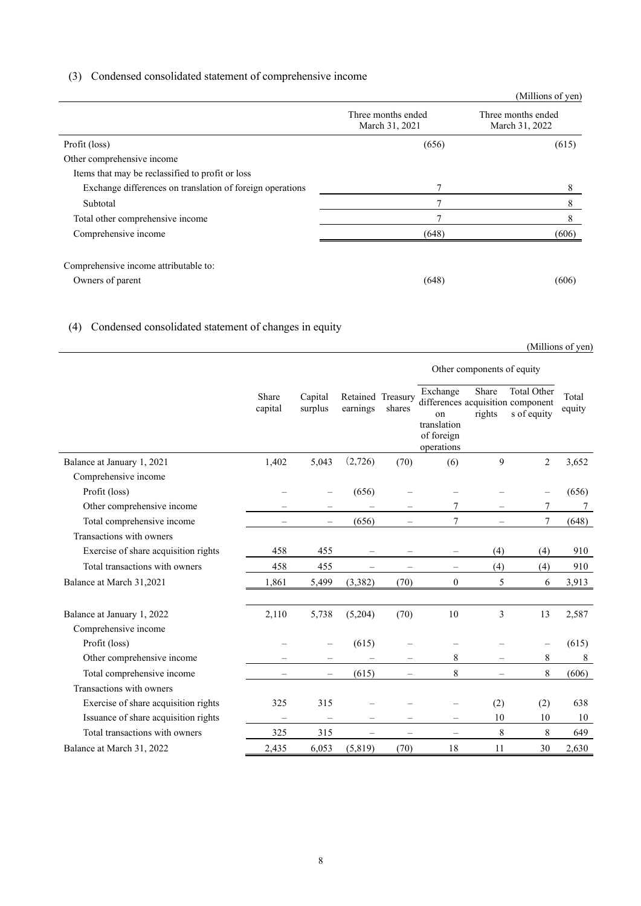## (3) Condensed consolidated statement of comprehensive income

(Millions of yen)

| | Three months ended March 31, 2021 | Three months ended March 31, 2022 |
|---|---|---|
| Profit (loss) | (656) | (615) |
| Other comprehensive income | | |
| Items that may be reclassified to profit or loss | | |
| Exchange differences on translation of foreign operations | 7 | 8 |
| Subtotal | 7 | 8 |
| Total other comprehensive income | 7 | 8 |
| Comprehensive income | (648) | (606) |
| | | |
| Comprehensive income attributable to: | | |
| Owners of parent | (648) | (606) |

## (4) Condensed consolidated statement of changes in equity

(Millions of yen)

| | Share capital | Capital surplus | Retained earnings | Treasury shares | Other components of equity | | | Total equity |
|---|---|---|---|---|---|---|---|---|
| | | | | | Exchange differences on translation of foreign operations | Share acquisition rights | Total Other components of equity | |
| Balance at January 1, 2021 | 1,402 | 5,043 | (2,726) | (70) | (6) | 9 | 2 | 3,652 |
| Comprehensive income | | | | | | | | |
| Profit (loss) | – | – | (656) | – | – | – | – | (656) |
| Other comprehensive income | – | – | – | – | 7 | – | 7 | 7 |
| Total comprehensive income | – | – | (656) | – | 7 | – | 7 | (648) |
| Transactions with owners | | | | | | | | |
| Exercise of share acquisition rights | 458 | 455 | – | – | – | (4) | (4) | 910 |
| Total transactions with owners | 458 | 455 | – | – | – | (4) | (4) | 910 |
| Balance at March 31,2021 | 1,861 | 5,499 | (3,382) | (70) | 0 | 5 | 6 | 3,913 |
| | | | | | | | | |
| Balance at January 1, 2022 | 2,110 | 5,738 | (5,204) | (70) | 10 | 3 | 13 | 2,587 |
| Comprehensive income | | | | | | | | |
| Profit (loss) | – | – | (615) | – | – | – | – | (615) |
| Other comprehensive income | – | – | – | – | 8 | – | 8 | 8 |
| Total comprehensive income | – | – | (615) | – | 8 | – | 8 | (606) |
| Transactions with owners | | | | | | | | |
| Exercise of share acquisition rights | 325 | 315 | – | – | – | (2) | (2) | 638 |
| Issuance of share acquisition rights | – | – | – | – | – | 10 | 10 | 10 |
| Total transactions with owners | 325 | 315 | – | – | – | 8 | 8 | 649 |
| Balance at March 31, 2022 | 2,435 | 6,053 | (5,819) | (70) | 18 | 11 | 30 | 2,630 |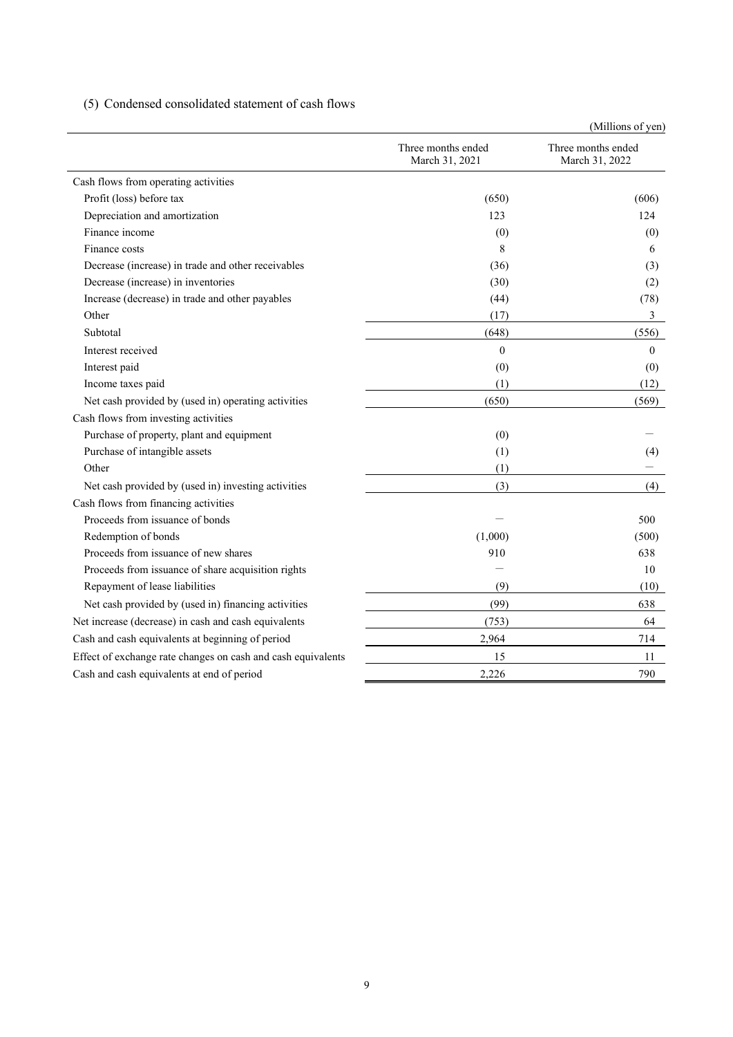## (5) Condensed consolidated statement of cash flows

(Millions of yen)

| | Three months ended March 31, 2021 | Three months ended March 31, 2022 |
|---|---|---|
| Cash flows from operating activities | | |
| Profit (loss) before tax | (650) | (606) |
| Depreciation and amortization | 123 | 124 |
| Finance income | (0) | (0) |
| Finance costs | 8 | 6 |
| Decrease (increase) in trade and other receivables | (36) | (3) |
| Decrease (increase) in inventories | (30) | (2) |
| Increase (decrease) in trade and other payables | (44) | (78) |
| Other | (17) | 3 |
| Subtotal | (648) | (556) |
| Interest received | 0 | 0 |
| Interest paid | (0) | (0) |
| Income taxes paid | (1) | (12) |
| Net cash provided by (used in) operating activities | (650) | (569) |
| Cash flows from investing activities | | |
| Purchase of property, plant and equipment | (0) | — |
| Purchase of intangible assets | (1) | (4) |
| Other | (1) | — |
| Net cash provided by (used in) investing activities | (3) | (4) |
| Cash flows from financing activities | | |
| Proceeds from issuance of bonds | — | 500 |
| Redemption of bonds | (1,000) | (500) |
| Proceeds from issuance of new shares | 910 | 638 |
| Proceeds from issuance of share acquisition rights | — | 10 |
| Repayment of lease liabilities | (9) | (10) |
| Net cash provided by (used in) financing activities | (99) | 638 |
| Net increase (decrease) in cash and cash equivalents | (753) | 64 |
| Cash and cash equivalents at beginning of period | 2,964 | 714 |
| Effect of exchange rate changes on cash and cash equivalents | 15 | 11 |
| Cash and cash equivalents at end of period | 2,226 | 790 |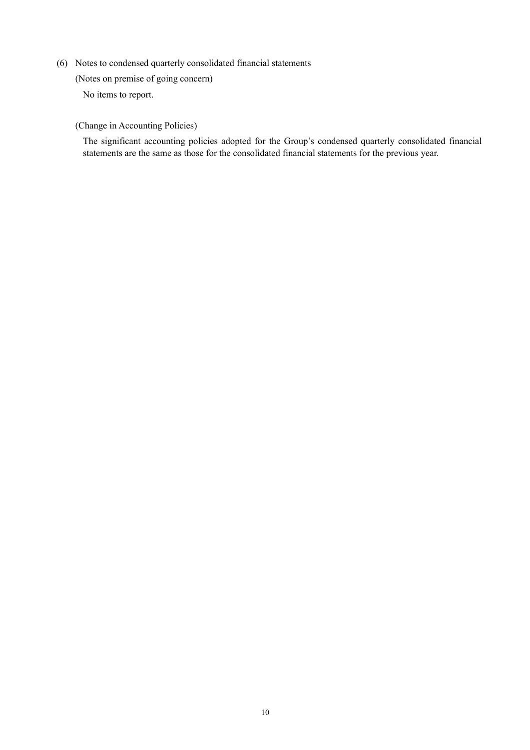## (6) Notes to condensed quarterly consolidated financial statements

(Notes on premise of going concern)

No items to report.

(Change in Accounting Policies)

The significant accounting policies adopted for the Group's condensed quarterly consolidated financial statements are the same as those for the consolidated financial statements for the previous year.